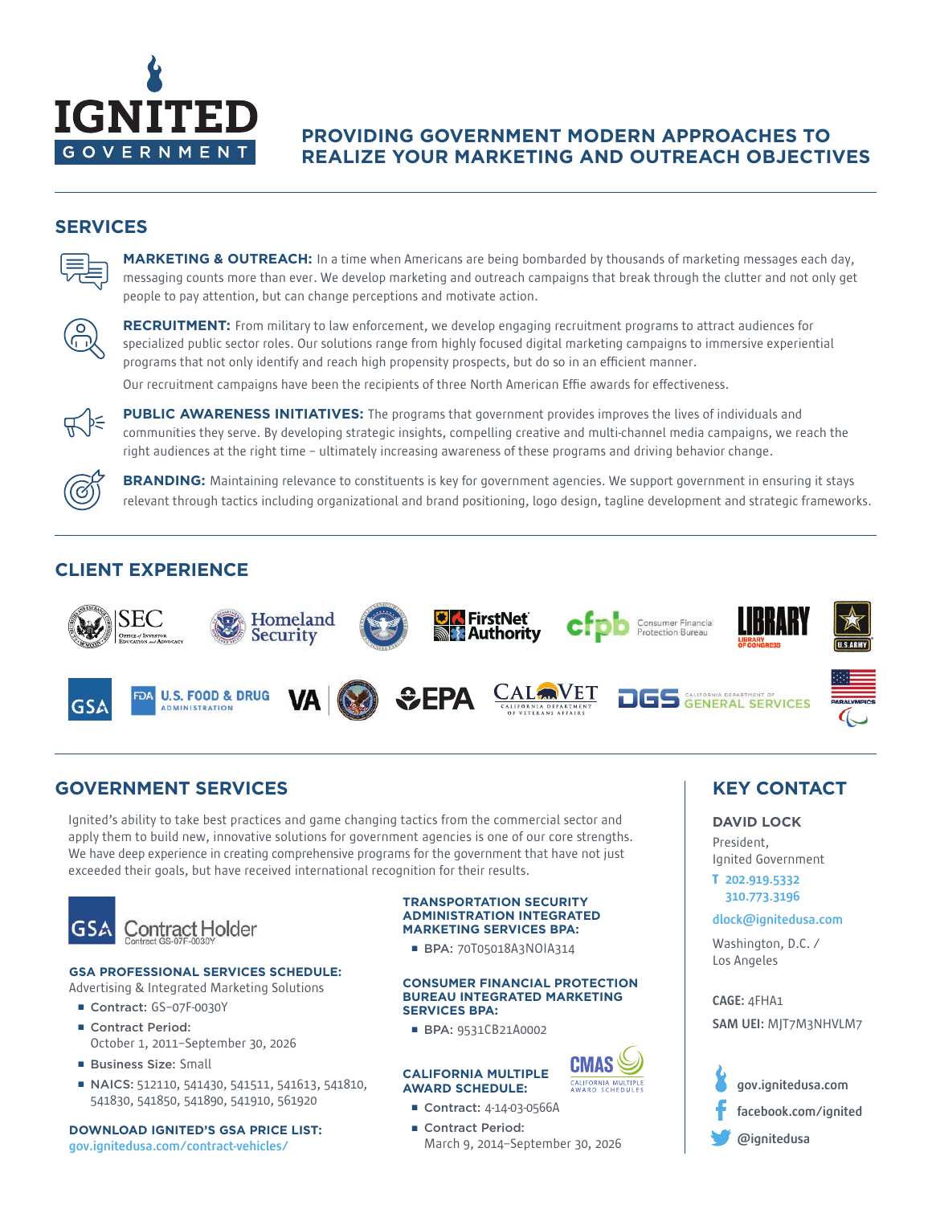# IGNITED GOVERNMENT

## PROVIDING GOVERNMENT MODERN APPROACHES TO REALIZE YOUR MARKETING AND OUTREACH OBJECTIVES

## SERVICES

**MARKETING & OUTREACH:** In a time when Americans are being bombarded by thousands of marketing messages each day, messaging counts more than ever. We develop marketing and outreach campaigns that break through the clutter and not only get people to pay attention, but can change perceptions and motivate action.

**RECRUITMENT:** From military to law enforcement, we develop engaging recruitment programs to attract audiences for specialized public sector roles. Our solutions range from highly focused digital marketing campaigns to immersive experiential programs that not only identify and reach high propensity prospects, but do so in an efficient manner.

Our recruitment campaigns have been the recipients of three North American Effie awards for effectiveness.

**PUBLIC AWARENESS INITIATIVES:** The programs that government provides improves the lives of individuals and communities they serve. By developing strategic insights, compelling creative and multi-channel media campaigns, we reach the right audiences at the right time – ultimately increasing awareness of these programs and driving behavior change.

**BRANDING:** Maintaining relevance to constituents is key for government agencies. We support government in ensuring it stays relevant through tactics including organizational and brand positioning, logo design, tagline development and strategic frameworks.

## CLIENT EXPERIENCE

SEC Office of Investor Education and Advocacy · Homeland Security · FirstNet Authority · cfpb Consumer Financial Protection Bureau · Library of Congress · U.S. Army · GSA · FDA U.S. Food & Drug Administration · VA · EPA · CalVet California Department of Veterans Affairs · DGS California Department of General Services · Paralympics

## GOVERNMENT SERVICES

Ignited's ability to take best practices and game changing tactics from the commercial sector and apply them to build new, innovative solutions for government agencies is one of our core strengths. We have deep experience in creating comprehensive programs for the government that have not just exceeded their goals, but have received international recognition for their results.

GSA Contract Holder
Contract GS-07F-0030Y

### GSA PROFESSIONAL SERVICES SCHEDULE:

Advertising & Integrated Marketing Solutions

- **Contract:** GS-07F-0030Y
- **Contract Period:** October 1, 2011–September 30, 2026
- **Business Size:** Small
- **NAICS:** 512110, 541430, 541511, 541613, 541810, 541830, 541850, 541890, 541910, 561920

### DOWNLOAD IGNITED'S GSA PRICE LIST:

gov.ignitedusa.com/contract-vehicles/

### TRANSPORTATION SECURITY ADMINISTRATION INTEGRATED MARKETING SERVICES BPA:

- **BPA:** 70T05018A3NOIA314

### CONSUMER FINANCIAL PROTECTION BUREAU INTEGRATED MARKETING SERVICES BPA:

- **BPA:** 9531CB21A0002

### CALIFORNIA MULTIPLE AWARD SCHEDULE:

- **Contract:** 4-14-03-0566A
- **Contract Period:** March 9, 2014–September 30, 2026

## KEY CONTACT

**DAVID LOCK**
President,
Ignited Government

T 202.919.5332
310.773.3196

dlock@ignitedusa.com

Washington, D.C. / Los Angeles

**CAGE:** 4FHA1
**SAM UEI:** MJT7M3NHVLM7

gov.ignitedusa.com
facebook.com/ignited
@ignitedusa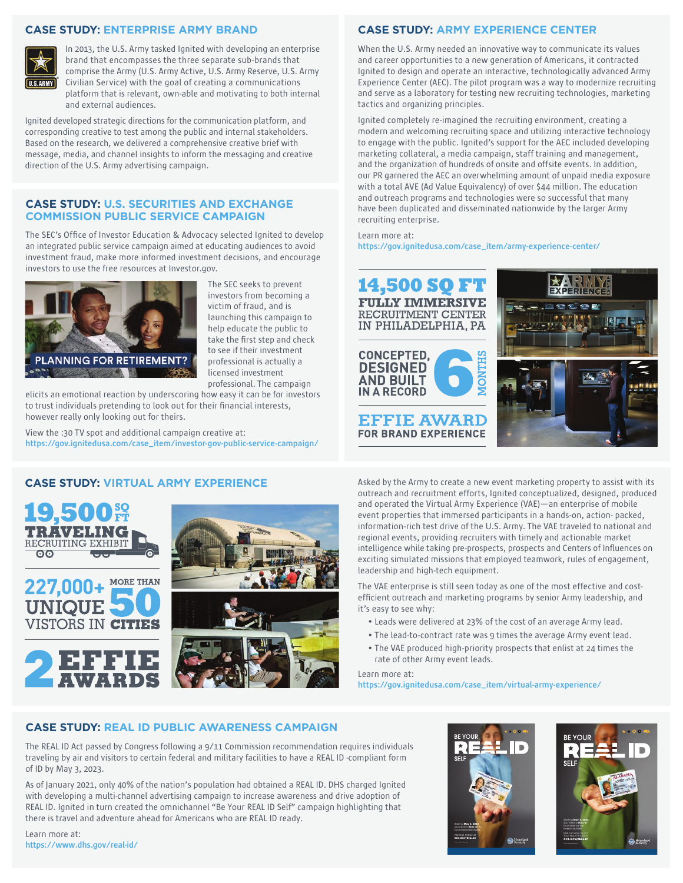## CASE STUDY: ENTERPRISE ARMY BRAND

In 2013, the U.S. Army tasked Ignited with developing an enterprise brand that encompasses the three separate sub-brands that comprise the Army (U.S. Army Active, U.S. Army Reserve, U.S. Army Civilian Service) with the goal of creating a communications platform that is relevant, own-able and motivating to both internal and external audiences.

Ignited developed strategic directions for the communication platform, and corresponding creative to test among the public and internal stakeholders. Based on the research, we delivered a comprehensive creative brief with message, media, and channel insights to inform the messaging and creative direction of the U.S. Army advertising campaign.

## CASE STUDY: U.S. SECURITIES AND EXCHANGE COMMISSION PUBLIC SERVICE CAMPAIGN

The SEC's Office of Investor Education & Advocacy selected Ignited to develop an integrated public service campaign aimed at educating audiences to avoid investment fraud, make more informed investment decisions, and encourage investors to use the free resources at Investor.gov.

PLANNING FOR RETIREMENT?

The SEC seeks to prevent investors from becoming a victim of fraud, and is launching this campaign to help educate the public to take the first step and check to see if their investment professional is actually a licensed investment professional. The campaign elicits an emotional reaction by underscoring how easy it can be for investors to trust individuals pretending to look out for their financial interests, however really only looking out for theirs.

View the :30 TV spot and additional campaign creative at:
https://gov.ignitedusa.com/case_item/investor-gov-public-service-campaign/

## CASE STUDY: ARMY EXPERIENCE CENTER

When the U.S. Army needed an innovative way to communicate its values and career opportunities to a new generation of Americans, it contracted Ignited to design and operate an interactive, technologically advanced Army Experience Center (AEC). The pilot program was a way to modernize recruiting and serve as a laboratory for testing new recruiting technologies, marketing tactics and organizing principles.

Ignited completely re-imagined the recruiting environment, creating a modern and welcoming recruiting space and utilizing interactive technology to engage with the public. Ignited's support for the AEC included developing marketing collateral, a media campaign, staff training and management, and the organization of hundreds of onsite and offsite events. In addition, our PR garnered the AEC an overwhelming amount of unpaid media exposure with a total AVE (Ad Value Equivalency) of over $44 million. The education and outreach programs and technologies were so successful that many have been duplicated and disseminated nationwide by the larger Army recruiting enterprise.

Learn more at:
https://gov.ignitedusa.com/case_item/army-experience-center/

**14,500 SQ FT**
**FULLY IMMERSIVE**
RECRUITMENT CENTER IN PHILADELPHIA, PA

CONCEPTED, DESIGNED AND BUILT IN A RECORD **6** MONTHS

**EFFIE AWARD**
FOR BRAND EXPERIENCE

## CASE STUDY: VIRTUAL ARMY EXPERIENCE

**19,500 SQ FT**
**TRAVELING**
RECRUITING EXHIBIT

**227,000+** UNIQUE VISTORS IN MORE THAN **50** CITIES

**2 EFFIE AWARDS**

Asked by the Army to create a new event marketing property to assist with its outreach and recruitment efforts, Ignited conceptualized, designed, produced and operated the Virtual Army Experience (VAE)—an enterprise of mobile event properties that immersed participants in a hands-on, action- packed, information-rich test drive of the U.S. Army. The VAE traveled to national and regional events, providing recruiters with timely and actionable market intelligence while taking pre-prospects, prospects and Centers of Influences on exciting simulated missions that employed teamwork, rules of engagement, leadership and high-tech equipment.

The VAE enterprise is still seen today as one of the most effective and cost-efficient outreach and marketing programs by senior Army leadership, and it's easy to see why:

- Leads were delivered at 23% of the cost of an average Army lead.
- The lead-to-contract rate was 9 times the average Army event lead.
- The VAE produced high-priority prospects that enlist at 24 times the rate of other Army event leads.

Learn more at:
https://gov.ignitedusa.com/case_item/virtual-army-experience/

## CASE STUDY: REAL ID PUBLIC AWARENESS CAMPAIGN

The REAL ID Act passed by Congress following a 9/11 Commission recommendation requires individuals traveling by air and visitors to certain federal and military facilities to have a REAL ID -compliant form of ID by May 3, 2023.

As of January 2021, only 40% of the nation's population had obtained a REAL ID. DHS charged Ignited with developing a multi-channel advertising campaign to increase awareness and drive adoption of REAL ID. Ignited in turn created the omnichannel "Be Your REAL ID Self" campaign highlighting that there is travel and adventure ahead for Americans who are REAL ID ready.

Learn more at:
https://www.dhs.gov/real-id/

BE YOUR REAL ID SELF

BE YOUR REAL ID SELF